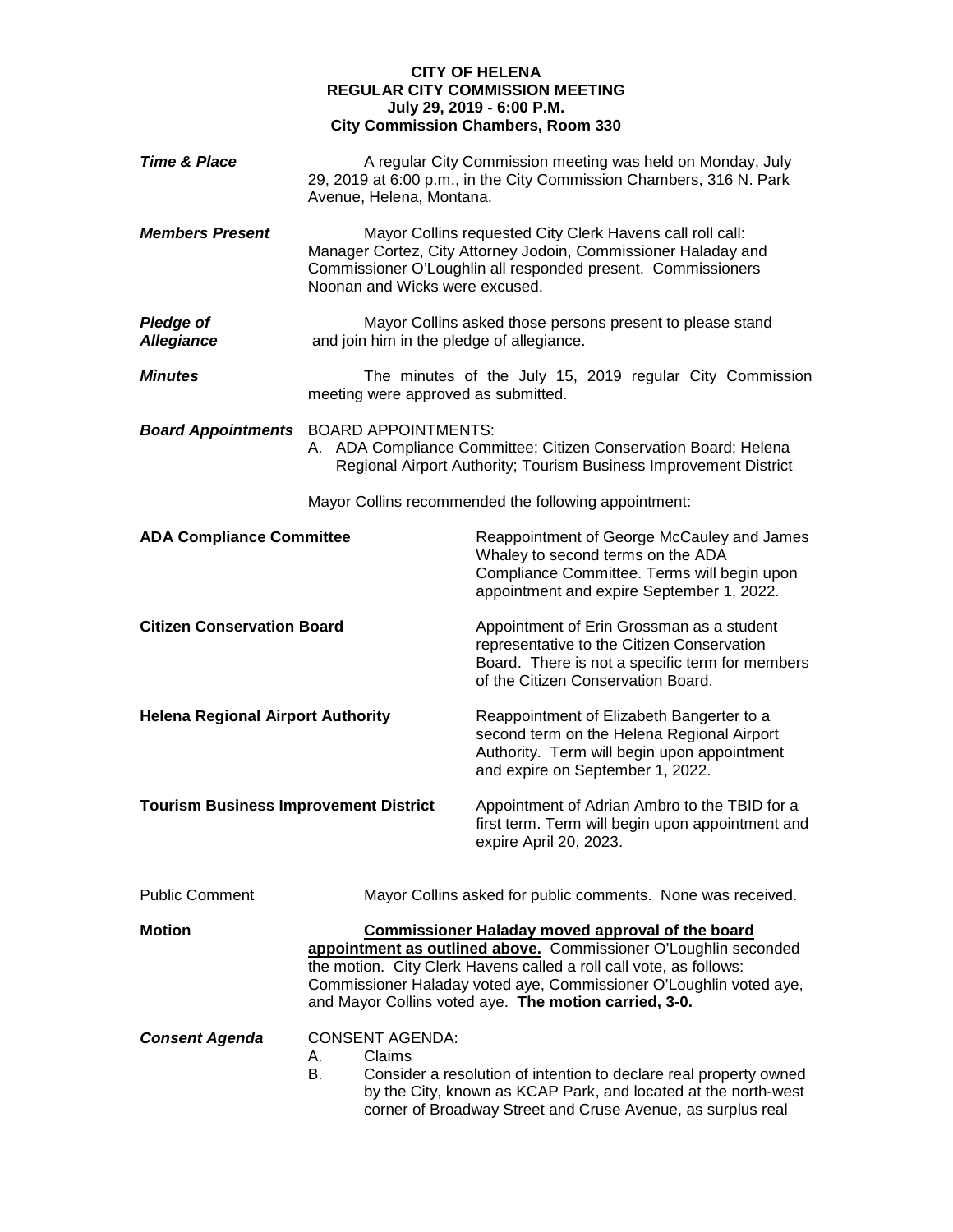**CITY OF HELENA**
**REGULAR CITY COMMISSION MEETING**
**July 29, 2019 - 6:00 P.M.**
**City Commission Chambers, Room 330**

***Time & Place*** A regular City Commission meeting was held on Monday, July 29, 2019 at 6:00 p.m., in the City Commission Chambers, 316 N. Park Avenue, Helena, Montana.

***Members Present*** Mayor Collins requested City Clerk Havens call roll call: Manager Cortez, City Attorney Jodoin, Commissioner Haladay and Commissioner O'Loughlin all responded present. Commissioners Noonan and Wicks were excused.

***Pledge of Allegiance*** Mayor Collins asked those persons present to please stand and join him in the pledge of allegiance.

***Minutes*** The minutes of the July 15, 2019 regular City Commission meeting were approved as submitted.

***Board Appointments*** BOARD APPOINTMENTS:

A. ADA Compliance Committee; Citizen Conservation Board; Helena Regional Airport Authority; Tourism Business Improvement District

Mayor Collins recommended the following appointment:

**ADA Compliance Committee** Reappointment of George McCauley and James Whaley to second terms on the ADA Compliance Committee. Terms will begin upon appointment and expire September 1, 2022.

**Citizen Conservation Board** Appointment of Erin Grossman as a student representative to the Citizen Conservation Board. There is not a specific term for members of the Citizen Conservation Board.

**Helena Regional Airport Authority** Reappointment of Elizabeth Bangerter to a second term on the Helena Regional Airport Authority. Term will begin upon appointment and expire on September 1, 2022.

**Tourism Business Improvement District** Appointment of Adrian Ambro to the TBID for a first term. Term will begin upon appointment and expire April 20, 2023.

Public Comment Mayor Collins asked for public comments. None was received.

**Motion** **Commissioner Haladay moved approval of the board appointment as outlined above.** Commissioner O'Loughlin seconded the motion. City Clerk Havens called a roll call vote, as follows: Commissioner Haladay voted aye, Commissioner O'Loughlin voted aye, and Mayor Collins voted aye. **The motion carried, 3-0.**

***Consent Agenda*** CONSENT AGENDA:

A. Claims
B. Consider a resolution of intention to declare real property owned by the City, known as KCAP Park, and located at the north-west corner of Broadway Street and Cruse Avenue, as surplus real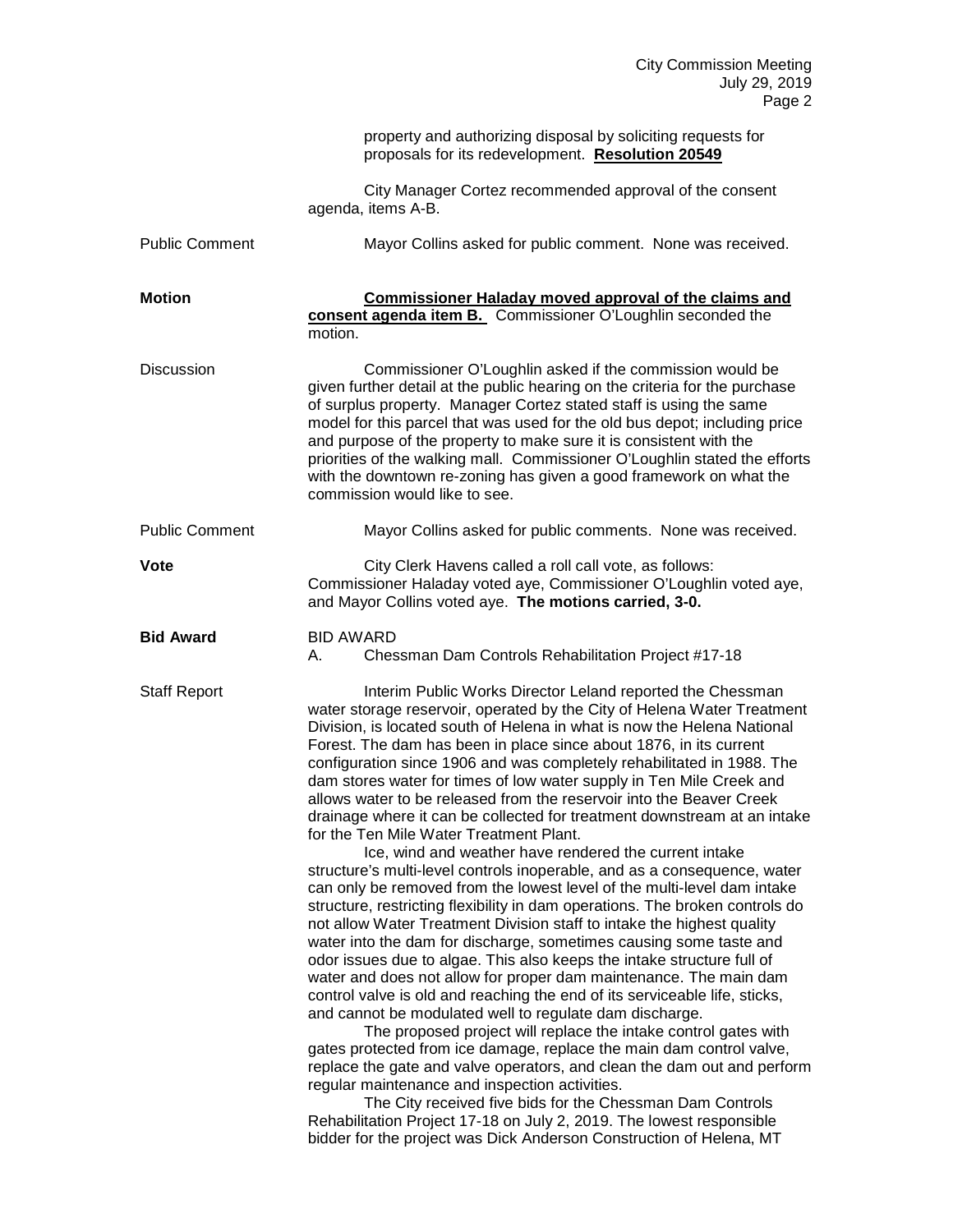property and authorizing disposal by soliciting requests for proposals for its redevelopment. **Resolution 20549**

City Manager Cortez recommended approval of the consent agenda, items A-B.

Public Comment — Mayor Collins asked for public comment. None was received.

**Motion** — **Commissioner Haladay moved approval of the claims and consent agenda item B.** Commissioner O'Loughlin seconded the motion.

Discussion — Commissioner O'Loughlin asked if the commission would be given further detail at the public hearing on the criteria for the purchase of surplus property. Manager Cortez stated staff is using the same model for this parcel that was used for the old bus depot; including price and purpose of the property to make sure it is consistent with the priorities of the walking mall. Commissioner O'Loughlin stated the efforts with the downtown re-zoning has given a good framework on what the commission would like to see.

Public Comment — Mayor Collins asked for public comments. None was received.

**Vote** — City Clerk Havens called a roll call vote, as follows: Commissioner Haladay voted aye, Commissioner O'Loughlin voted aye, and Mayor Collins voted aye. **The motions carried, 3-0.**

**Bid Award** — BID AWARD

A. Chessman Dam Controls Rehabilitation Project #17-18

Staff Report — Interim Public Works Director Leland reported the Chessman water storage reservoir, operated by the City of Helena Water Treatment Division, is located south of Helena in what is now the Helena National Forest. The dam has been in place since about 1876, in its current configuration since 1906 and was completely rehabilitated in 1988. The dam stores water for times of low water supply in Ten Mile Creek and allows water to be released from the reservoir into the Beaver Creek drainage where it can be collected for treatment downstream at an intake for the Ten Mile Water Treatment Plant.

Ice, wind and weather have rendered the current intake structure's multi-level controls inoperable, and as a consequence, water can only be removed from the lowest level of the multi-level dam intake structure, restricting flexibility in dam operations. The broken controls do not allow Water Treatment Division staff to intake the highest quality water into the dam for discharge, sometimes causing some taste and odor issues due to algae. This also keeps the intake structure full of water and does not allow for proper dam maintenance. The main dam control valve is old and reaching the end of its serviceable life, sticks, and cannot be modulated well to regulate dam discharge.

The proposed project will replace the intake control gates with gates protected from ice damage, replace the main dam control valve, replace the gate and valve operators, and clean the dam out and perform regular maintenance and inspection activities.

The City received five bids for the Chessman Dam Controls Rehabilitation Project 17-18 on July 2, 2019. The lowest responsible bidder for the project was Dick Anderson Construction of Helena, MT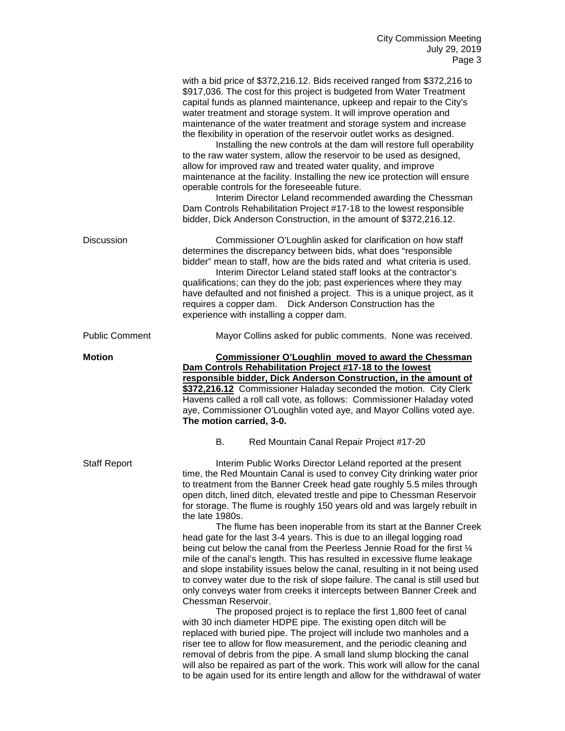with a bid price of $372,216.12. Bids received ranged from $372,216 to $917,036. The cost for this project is budgeted from Water Treatment capital funds as planned maintenance, upkeep and repair to the City's water treatment and storage system. It will improve operation and maintenance of the water treatment and storage system and increase the flexibility in operation of the reservoir outlet works as designed.

Installing the new controls at the dam will restore full operability to the raw water system, allow the reservoir to be used as designed, allow for improved raw and treated water quality, and improve maintenance at the facility. Installing the new ice protection will ensure operable controls for the foreseeable future.

Interim Director Leland recommended awarding the Chessman Dam Controls Rehabilitation Project #17-18 to the lowest responsible bidder, Dick Anderson Construction, in the amount of $372,216.12.

Discussion

Commissioner O'Loughlin asked for clarification on how staff determines the discrepancy between bids, what does "responsible bidder" mean to staff, how are the bids rated and what criteria is used.

Interim Director Leland stated staff looks at the contractor's qualifications; can they do the job; past experiences where they may have defaulted and not finished a project. This is a unique project, as it requires a copper dam. Dick Anderson Construction has the experience with installing a copper dam.

Public Comment

Mayor Collins asked for public comments. None was received.

**Motion**

**Commissioner O'Loughlin moved to award the Chessman Dam Controls Rehabilitation Project #17-18 to the lowest responsible bidder, Dick Anderson Construction, in the amount of $372,216.12** Commissioner Haladay seconded the motion. City Clerk Havens called a roll call vote, as follows: Commissioner Haladay voted aye, Commissioner O'Loughlin voted aye, and Mayor Collins voted aye. **The motion carried, 3-0.**

B. Red Mountain Canal Repair Project #17-20

Staff Report

Interim Public Works Director Leland reported at the present time, the Red Mountain Canal is used to convey City drinking water prior to treatment from the Banner Creek head gate roughly 5.5 miles through open ditch, lined ditch, elevated trestle and pipe to Chessman Reservoir for storage. The flume is roughly 150 years old and was largely rebuilt in the late 1980s.

The flume has been inoperable from its start at the Banner Creek head gate for the last 3-4 years. This is due to an illegal logging road being cut below the canal from the Peerless Jennie Road for the first ¼ mile of the canal's length. This has resulted in excessive flume leakage and slope instability issues below the canal, resulting in it not being used to convey water due to the risk of slope failure. The canal is still used but only conveys water from creeks it intercepts between Banner Creek and Chessman Reservoir.

The proposed project is to replace the first 1,800 feet of canal with 30 inch diameter HDPE pipe. The existing open ditch will be replaced with buried pipe. The project will include two manholes and a riser tee to allow for flow measurement, and the periodic cleaning and removal of debris from the pipe. A small land slump blocking the canal will also be repaired as part of the work. This work will allow for the canal to be again used for its entire length and allow for the withdrawal of water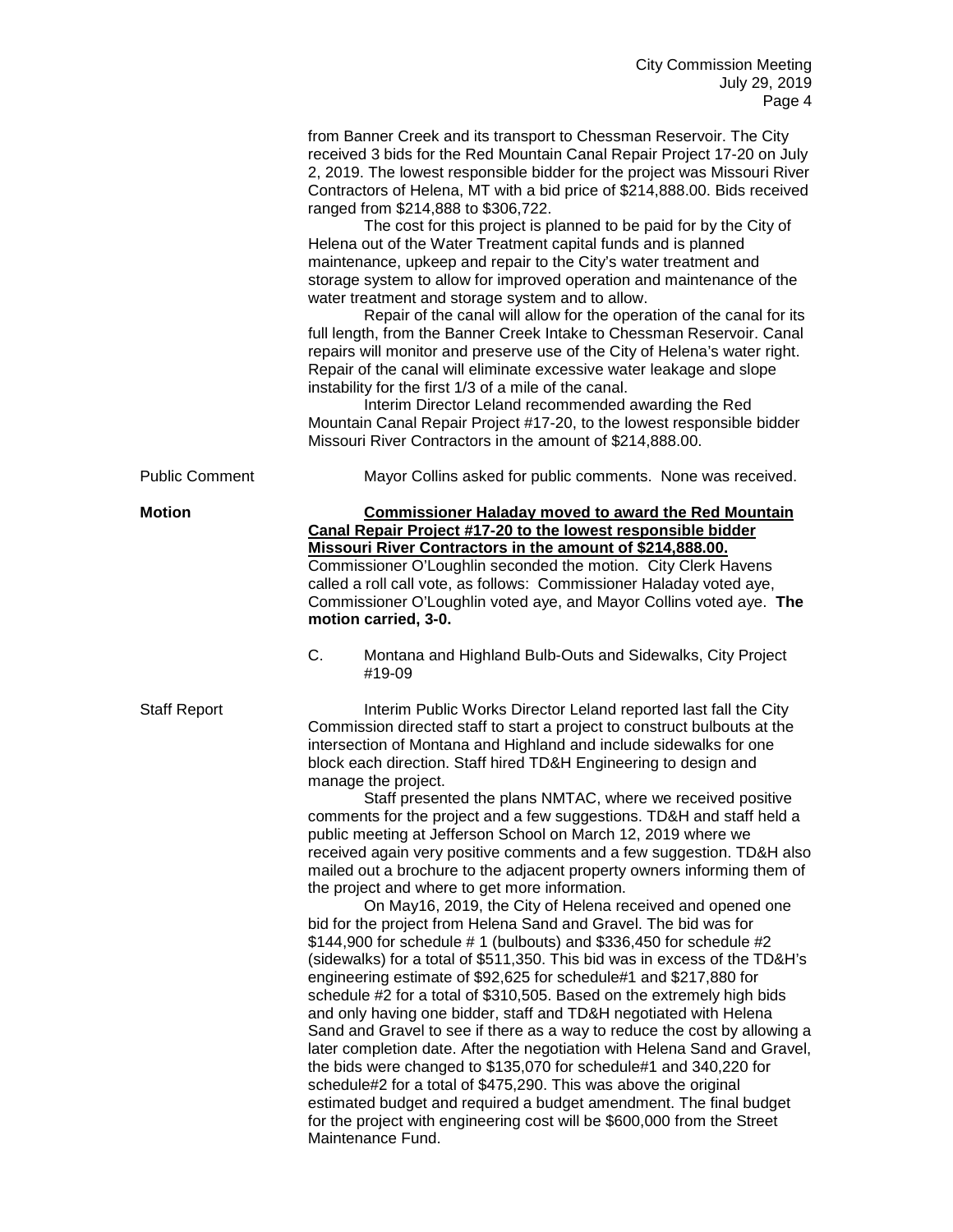from Banner Creek and its transport to Chessman Reservoir. The City received 3 bids for the Red Mountain Canal Repair Project 17-20 on July 2, 2019. The lowest responsible bidder for the project was Missouri River Contractors of Helena, MT with a bid price of $214,888.00. Bids received ranged from $214,888 to $306,722.

The cost for this project is planned to be paid for by the City of Helena out of the Water Treatment capital funds and is planned maintenance, upkeep and repair to the City's water treatment and storage system to allow for improved operation and maintenance of the water treatment and storage system and to allow.

Repair of the canal will allow for the operation of the canal for its full length, from the Banner Creek Intake to Chessman Reservoir. Canal repairs will monitor and preserve use of the City of Helena's water right. Repair of the canal will eliminate excessive water leakage and slope instability for the first 1/3 of a mile of the canal.

Interim Director Leland recommended awarding the Red Mountain Canal Repair Project #17-20, to the lowest responsible bidder Missouri River Contractors in the amount of $214,888.00.

Public Comment — Mayor Collins asked for public comments. None was received.

**Motion** — **Commissioner Haladay moved to award the Red Mountain Canal Repair Project #17-20 to the lowest responsible bidder Missouri River Contractors in the amount of $214,888.00.** Commissioner O'Loughlin seconded the motion. City Clerk Havens called a roll call vote, as follows: Commissioner Haladay voted aye, Commissioner O'Loughlin voted aye, and Mayor Collins voted aye. **The motion carried, 3-0.**

C. Montana and Highland Bulb-Outs and Sidewalks, City Project #19-09

Staff Report — Interim Public Works Director Leland reported last fall the City Commission directed staff to start a project to construct bulbouts at the intersection of Montana and Highland and include sidewalks for one block each direction. Staff hired TD&H Engineering to design and manage the project.

Staff presented the plans NMTAC, where we received positive comments for the project and a few suggestions. TD&H and staff held a public meeting at Jefferson School on March 12, 2019 where we received again very positive comments and a few suggestion. TD&H also mailed out a brochure to the adjacent property owners informing them of the project and where to get more information.

On May16, 2019, the City of Helena received and opened one bid for the project from Helena Sand and Gravel. The bid was for $144,900 for schedule # 1 (bulbouts) and $336,450 for schedule #2 (sidewalks) for a total of $511,350. This bid was in excess of the TD&H's engineering estimate of $92,625 for schedule#1 and $217,880 for schedule #2 for a total of $310,505. Based on the extremely high bids and only having one bidder, staff and TD&H negotiated with Helena Sand and Gravel to see if there as a way to reduce the cost by allowing a later completion date. After the negotiation with Helena Sand and Gravel, the bids were changed to $135,070 for schedule#1 and 340,220 for schedule#2 for a total of $475,290. This was above the original estimated budget and required a budget amendment. The final budget for the project with engineering cost will be $600,000 from the Street Maintenance Fund.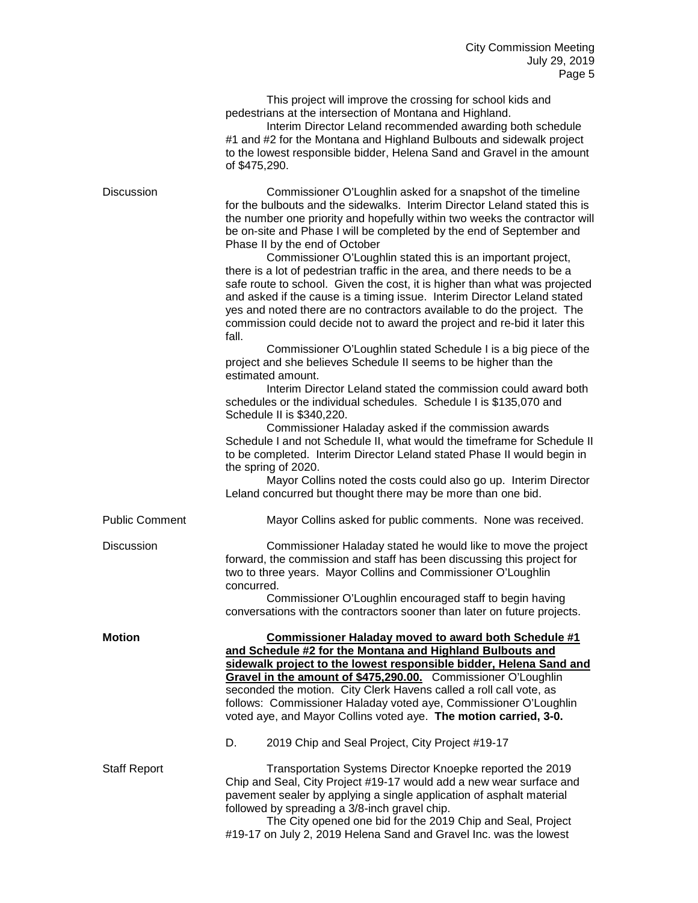This project will improve the crossing for school kids and pedestrians at the intersection of Montana and Highland.

Interim Director Leland recommended awarding both schedule #1 and #2 for the Montana and Highland Bulbouts and sidewalk project to the lowest responsible bidder, Helena Sand and Gravel in the amount of $475,290.

Discussion

Commissioner O'Loughlin asked for a snapshot of the timeline for the bulbouts and the sidewalks. Interim Director Leland stated this is the number one priority and hopefully within two weeks the contractor will be on-site and Phase I will be completed by the end of September and Phase II by the end of October

Commissioner O'Loughlin stated this is an important project, there is a lot of pedestrian traffic in the area, and there needs to be a safe route to school. Given the cost, it is higher than what was projected and asked if the cause is a timing issue. Interim Director Leland stated yes and noted there are no contractors available to do the project. The commission could decide not to award the project and re-bid it later this fall.

Commissioner O'Loughlin stated Schedule I is a big piece of the project and she believes Schedule II seems to be higher than the estimated amount.

Interim Director Leland stated the commission could award both schedules or the individual schedules. Schedule I is $135,070 and Schedule II is $340,220.

Commissioner Haladay asked if the commission awards Schedule I and not Schedule II, what would the timeframe for Schedule II to be completed. Interim Director Leland stated Phase II would begin in the spring of 2020.

Mayor Collins noted the costs could also go up. Interim Director Leland concurred but thought there may be more than one bid.

Public Comment

Mayor Collins asked for public comments. None was received.

Discussion

Commissioner Haladay stated he would like to move the project forward, the commission and staff has been discussing this project for two to three years. Mayor Collins and Commissioner O'Loughlin concurred.

Commissioner O'Loughlin encouraged staff to begin having conversations with the contractors sooner than later on future projects.

**Motion**

**Commissioner Haladay moved to award both Schedule #1 and Schedule #2 for the Montana and Highland Bulbouts and sidewalk project to the lowest responsible bidder, Helena Sand and Gravel in the amount of $475,290.00.** Commissioner O'Loughlin seconded the motion. City Clerk Havens called a roll call vote, as follows: Commissioner Haladay voted aye, Commissioner O'Loughlin voted aye, and Mayor Collins voted aye. **The motion carried, 3-0.**

D. 2019 Chip and Seal Project, City Project #19-17

Staff Report

Transportation Systems Director Knoepke reported the 2019 Chip and Seal, City Project #19-17 would add a new wear surface and pavement sealer by applying a single application of asphalt material followed by spreading a 3/8-inch gravel chip.

The City opened one bid for the 2019 Chip and Seal, Project #19-17 on July 2, 2019 Helena Sand and Gravel Inc. was the lowest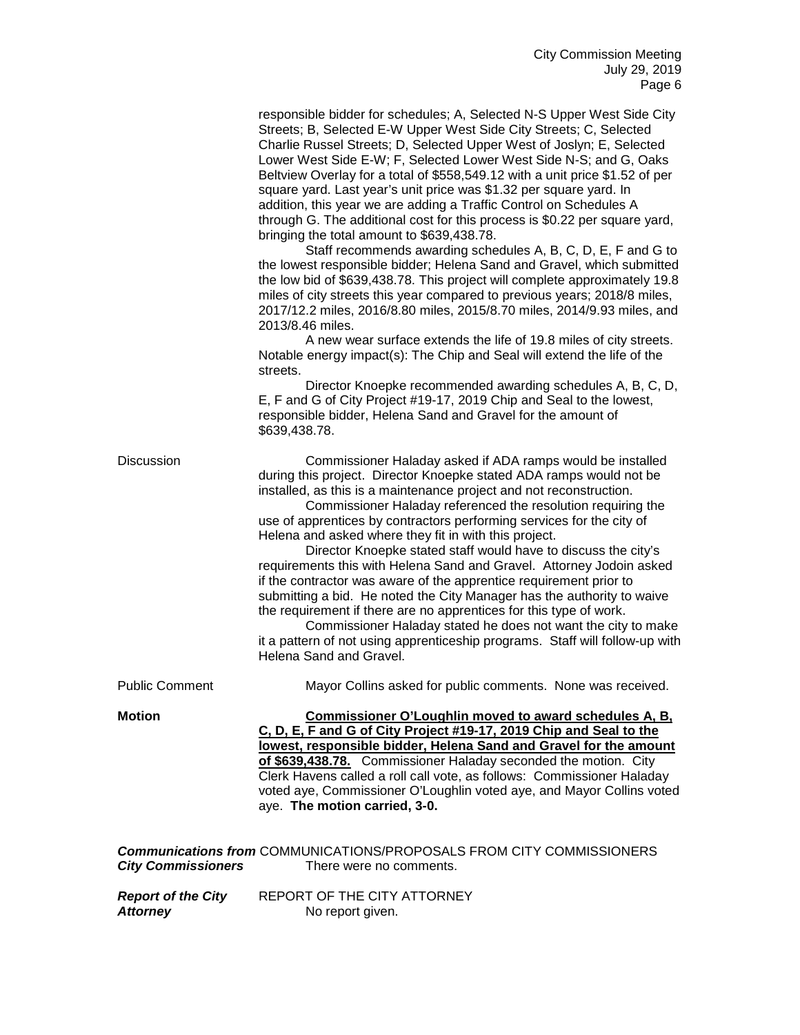responsible bidder for schedules; A, Selected N-S Upper West Side City Streets; B, Selected E-W Upper West Side City Streets; C, Selected Charlie Russel Streets; D, Selected Upper West of Joslyn; E, Selected Lower West Side E-W; F, Selected Lower West Side N-S; and G, Oaks Beltview Overlay for a total of $558,549.12 with a unit price $1.52 of per square yard. Last year's unit price was $1.32 per square yard. In addition, this year we are adding a Traffic Control on Schedules A through G. The additional cost for this process is $0.22 per square yard, bringing the total amount to $639,438.78.

Staff recommends awarding schedules A, B, C, D, E, F and G to the lowest responsible bidder; Helena Sand and Gravel, which submitted the low bid of $639,438.78. This project will complete approximately 19.8 miles of city streets this year compared to previous years; 2018/8 miles, 2017/12.2 miles, 2016/8.80 miles, 2015/8.70 miles, 2014/9.93 miles, and 2013/8.46 miles.

A new wear surface extends the life of 19.8 miles of city streets. Notable energy impact(s): The Chip and Seal will extend the life of the streets.

Director Knoepke recommended awarding schedules A, B, C, D, E, F and G of City Project #19-17, 2019 Chip and Seal to the lowest, responsible bidder, Helena Sand and Gravel for the amount of $639,438.78.

**Discussion**

Commissioner Haladay asked if ADA ramps would be installed during this project. Director Knoepke stated ADA ramps would not be installed, as this is a maintenance project and not reconstruction.

Commissioner Haladay referenced the resolution requiring the use of apprentices by contractors performing services for the city of Helena and asked where they fit in with this project.

Director Knoepke stated staff would have to discuss the city's requirements this with Helena Sand and Gravel. Attorney Jodoin asked if the contractor was aware of the apprentice requirement prior to submitting a bid. He noted the City Manager has the authority to waive the requirement if there are no apprentices for this type of work.

Commissioner Haladay stated he does not want the city to make it a pattern of not using apprenticeship programs. Staff will follow-up with Helena Sand and Gravel.

**Public Comment**

Mayor Collins asked for public comments. None was received.

**Motion**

**Commissioner O'Loughlin moved to award schedules A, B, C, D, E, F and G of City Project #19-17, 2019 Chip and Seal to the lowest, responsible bidder, Helena Sand and Gravel for the amount of $639,438.78.** Commissioner Haladay seconded the motion. City Clerk Havens called a roll call vote, as follows: Commissioner Haladay voted aye, Commissioner O'Loughlin voted aye, and Mayor Collins voted aye. **The motion carried, 3-0.**

***Communications from City Commissioners***

COMMUNICATIONS/PROPOSALS FROM CITY COMMISSIONERS

There were no comments.

***Report of the City Attorney***

REPORT OF THE CITY ATTORNEY

No report given.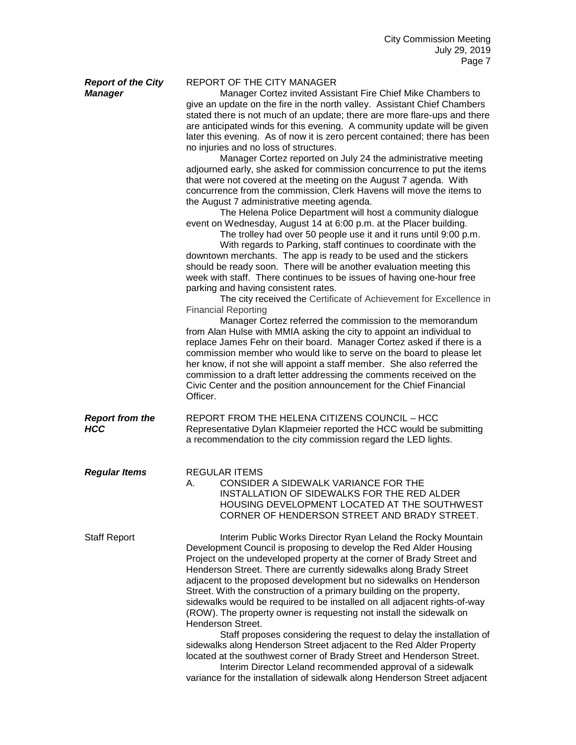***Report of the City Manager***

REPORT OF THE CITY MANAGER

Manager Cortez invited Assistant Fire Chief Mike Chambers to give an update on the fire in the north valley. Assistant Chief Chambers stated there is not much of an update; there are more flare-ups and there are anticipated winds for this evening. A community update will be given later this evening. As of now it is zero percent contained; there has been no injuries and no loss of structures.

Manager Cortez reported on July 24 the administrative meeting adjourned early, she asked for commission concurrence to put the items that were not covered at the meeting on the August 7 agenda. With concurrence from the commission, Clerk Havens will move the items to the August 7 administrative meeting agenda.

The Helena Police Department will host a community dialogue event on Wednesday, August 14 at 6:00 p.m. at the Placer building.

The trolley had over 50 people use it and it runs until 9:00 p.m.

With regards to Parking, staff continues to coordinate with the downtown merchants. The app is ready to be used and the stickers should be ready soon. There will be another evaluation meeting this week with staff. There continues to be issues of having one-hour free parking and having consistent rates.

The city received the Certificate of Achievement for Excellence in Financial Reporting

Manager Cortez referred the commission to the memorandum from Alan Hulse with MMIA asking the city to appoint an individual to replace James Fehr on their board. Manager Cortez asked if there is a commission member who would like to serve on the board to please let her know, if not she will appoint a staff member. She also referred the commission to a draft letter addressing the comments received on the Civic Center and the position announcement for the Chief Financial Officer.

***Report from the HCC***

REPORT FROM THE HELENA CITIZENS COUNCIL – HCC

Representative Dylan Klapmeier reported the HCC would be submitting a recommendation to the city commission regard the LED lights.

***Regular Items***

REGULAR ITEMS

A. CONSIDER A SIDEWALK VARIANCE FOR THE INSTALLATION OF SIDEWALKS FOR THE RED ALDER HOUSING DEVELOPMENT LOCATED AT THE SOUTHWEST CORNER OF HENDERSON STREET AND BRADY STREET.

Staff Report

Interim Public Works Director Ryan Leland the Rocky Mountain Development Council is proposing to develop the Red Alder Housing Project on the undeveloped property at the corner of Brady Street and Henderson Street. There are currently sidewalks along Brady Street adjacent to the proposed development but no sidewalks on Henderson Street. With the construction of a primary building on the property, sidewalks would be required to be installed on all adjacent rights-of-way (ROW). The property owner is requesting not install the sidewalk on Henderson Street.

Staff proposes considering the request to delay the installation of sidewalks along Henderson Street adjacent to the Red Alder Property located at the southwest corner of Brady Street and Henderson Street.

Interim Director Leland recommended approval of a sidewalk variance for the installation of sidewalk along Henderson Street adjacent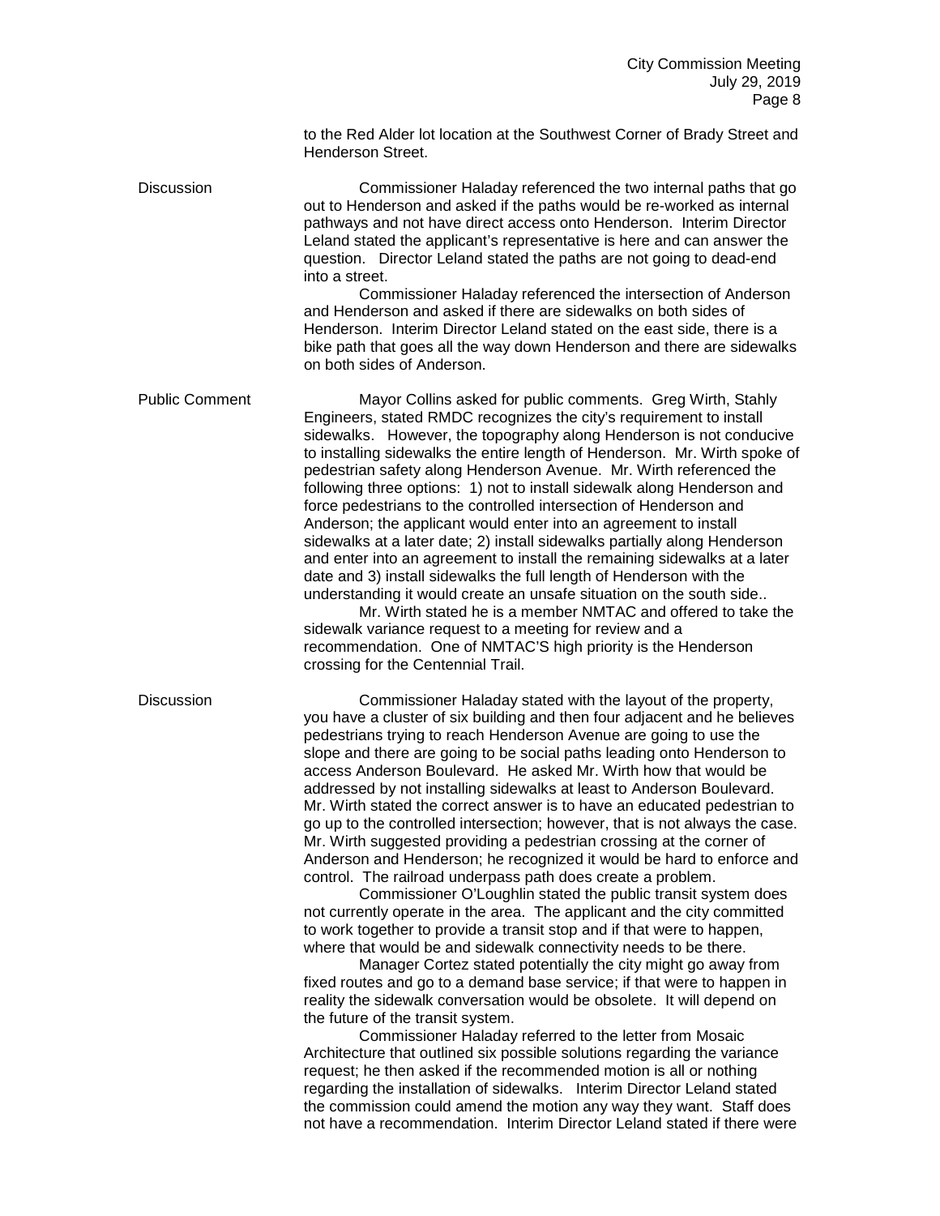to the Red Alder lot location at the Southwest Corner of Brady Street and Henderson Street.

**Discussion**

Commissioner Haladay referenced the two internal paths that go out to Henderson and asked if the paths would be re-worked as internal pathways and not have direct access onto Henderson. Interim Director Leland stated the applicant's representative is here and can answer the question. Director Leland stated the paths are not going to dead-end into a street.

Commissioner Haladay referenced the intersection of Anderson and Henderson and asked if there are sidewalks on both sides of Henderson. Interim Director Leland stated on the east side, there is a bike path that goes all the way down Henderson and there are sidewalks on both sides of Anderson.

**Public Comment**

Mayor Collins asked for public comments. Greg Wirth, Stahly Engineers, stated RMDC recognizes the city's requirement to install sidewalks. However, the topography along Henderson is not conducive to installing sidewalks the entire length of Henderson. Mr. Wirth spoke of pedestrian safety along Henderson Avenue. Mr. Wirth referenced the following three options: 1) not to install sidewalk along Henderson and force pedestrians to the controlled intersection of Henderson and Anderson; the applicant would enter into an agreement to install sidewalks at a later date; 2) install sidewalks partially along Henderson and enter into an agreement to install the remaining sidewalks at a later date and 3) install sidewalks the full length of Henderson with the understanding it would create an unsafe situation on the south side..

Mr. Wirth stated he is a member NMTAC and offered to take the sidewalk variance request to a meeting for review and a recommendation. One of NMTAC'S high priority is the Henderson crossing for the Centennial Trail.

**Discussion**

Commissioner Haladay stated with the layout of the property, you have a cluster of six building and then four adjacent and he believes pedestrians trying to reach Henderson Avenue are going to use the slope and there are going to be social paths leading onto Henderson to access Anderson Boulevard. He asked Mr. Wirth how that would be addressed by not installing sidewalks at least to Anderson Boulevard. Mr. Wirth stated the correct answer is to have an educated pedestrian to go up to the controlled intersection; however, that is not always the case. Mr. Wirth suggested providing a pedestrian crossing at the corner of Anderson and Henderson; he recognized it would be hard to enforce and control. The railroad underpass path does create a problem.

Commissioner O'Loughlin stated the public transit system does not currently operate in the area. The applicant and the city committed to work together to provide a transit stop and if that were to happen, where that would be and sidewalk connectivity needs to be there.

Manager Cortez stated potentially the city might go away from fixed routes and go to a demand base service; if that were to happen in reality the sidewalk conversation would be obsolete. It will depend on the future of the transit system.

Commissioner Haladay referred to the letter from Mosaic Architecture that outlined six possible solutions regarding the variance request; he then asked if the recommended motion is all or nothing regarding the installation of sidewalks. Interim Director Leland stated the commission could amend the motion any way they want. Staff does not have a recommendation. Interim Director Leland stated if there were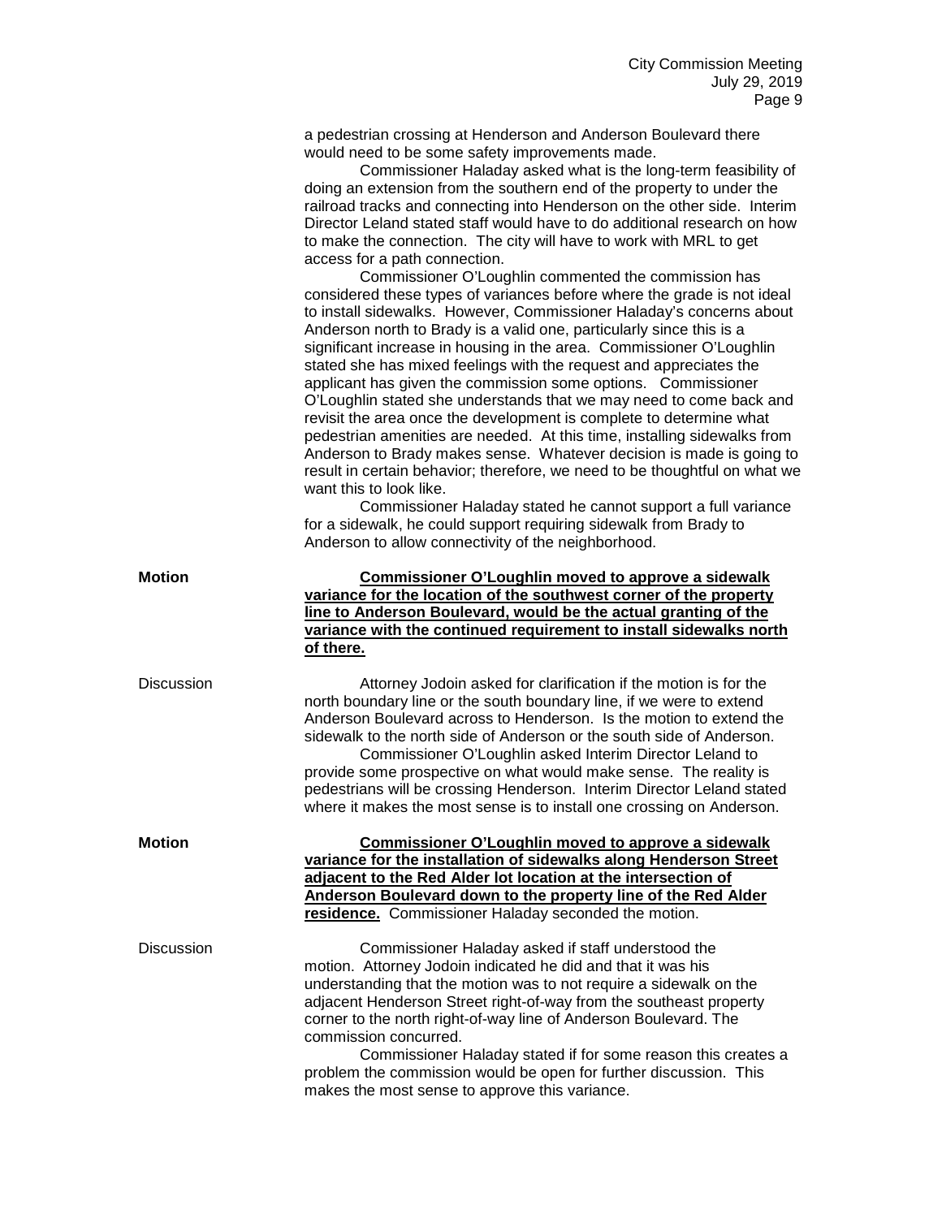a pedestrian crossing at Henderson and Anderson Boulevard there would need to be some safety improvements made.

Commissioner Haladay asked what is the long-term feasibility of doing an extension from the southern end of the property to under the railroad tracks and connecting into Henderson on the other side. Interim Director Leland stated staff would have to do additional research on how to make the connection. The city will have to work with MRL to get access for a path connection.

Commissioner O'Loughlin commented the commission has considered these types of variances before where the grade is not ideal to install sidewalks. However, Commissioner Haladay's concerns about Anderson north to Brady is a valid one, particularly since this is a significant increase in housing in the area. Commissioner O'Loughlin stated she has mixed feelings with the request and appreciates the applicant has given the commission some options. Commissioner O'Loughlin stated she understands that we may need to come back and revisit the area once the development is complete to determine what pedestrian amenities are needed. At this time, installing sidewalks from Anderson to Brady makes sense. Whatever decision is made is going to result in certain behavior; therefore, we need to be thoughtful on what we want this to look like.

Commissioner Haladay stated he cannot support a full variance for a sidewalk, he could support requiring sidewalk from Brady to Anderson to allow connectivity of the neighborhood.

**Motion**

**Commissioner O'Loughlin moved to approve a sidewalk variance for the location of the southwest corner of the property line to Anderson Boulevard, would be the actual granting of the variance with the continued requirement to install sidewalks north of there.**

Discussion

Attorney Jodoin asked for clarification if the motion is for the north boundary line or the south boundary line, if we were to extend Anderson Boulevard across to Henderson. Is the motion to extend the sidewalk to the north side of Anderson or the south side of Anderson.

Commissioner O'Loughlin asked Interim Director Leland to provide some prospective on what would make sense. The reality is pedestrians will be crossing Henderson. Interim Director Leland stated where it makes the most sense is to install one crossing on Anderson.

**Motion**

**Commissioner O'Loughlin moved to approve a sidewalk variance for the installation of sidewalks along Henderson Street adjacent to the Red Alder lot location at the intersection of Anderson Boulevard down to the property line of the Red Alder residence.** Commissioner Haladay seconded the motion.

Discussion

Commissioner Haladay asked if staff understood the motion. Attorney Jodoin indicated he did and that it was his understanding that the motion was to not require a sidewalk on the adjacent Henderson Street right-of-way from the southeast property corner to the north right-of-way line of Anderson Boulevard. The commission concurred.

Commissioner Haladay stated if for some reason this creates a problem the commission would be open for further discussion. This makes the most sense to approve this variance.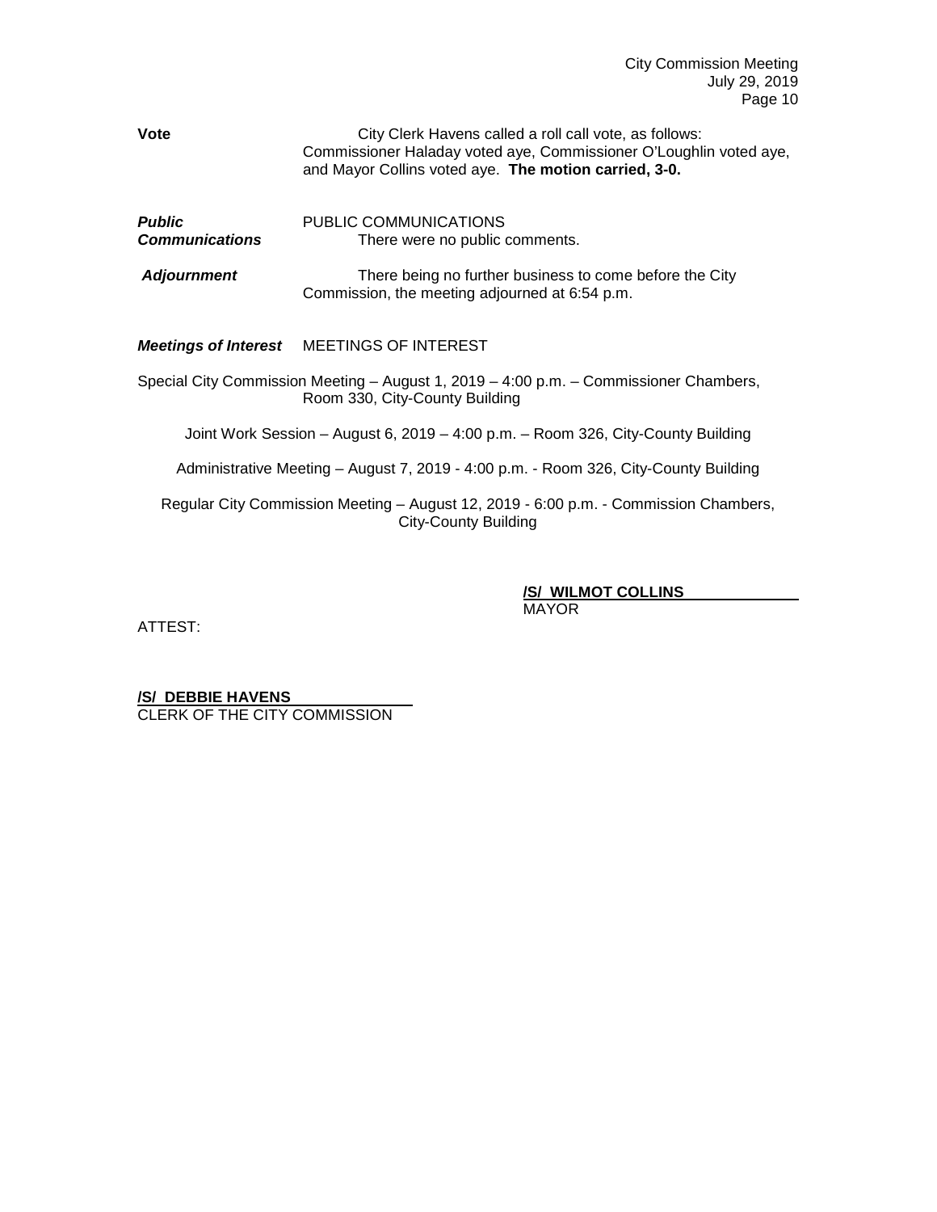**Vote** City Clerk Havens called a roll call vote, as follows: Commissioner Haladay voted aye, Commissioner O'Loughlin voted aye, and Mayor Collins voted aye. **The motion carried, 3-0.**

***Public Communications*** PUBLIC COMMUNICATIONS

There were no public comments.

***Adjournment*** There being no further business to come before the City Commission, the meeting adjourned at 6:54 p.m.

***Meetings of Interest*** MEETINGS OF INTEREST

Special City Commission Meeting – August 1, 2019 – 4:00 p.m. – Commissioner Chambers, Room 330, City-County Building

Joint Work Session – August 6, 2019 – 4:00 p.m. – Room 326, City-County Building

Administrative Meeting – August 7, 2019 - 4:00 p.m. - Room 326, City-County Building

Regular City Commission Meeting – August 12, 2019 - 6:00 p.m. - Commission Chambers, City-County Building

**/S/ WILMOT COLLINS**
MAYOR

ATTEST:

**/S/ DEBBIE HAVENS**
CLERK OF THE CITY COMMISSION